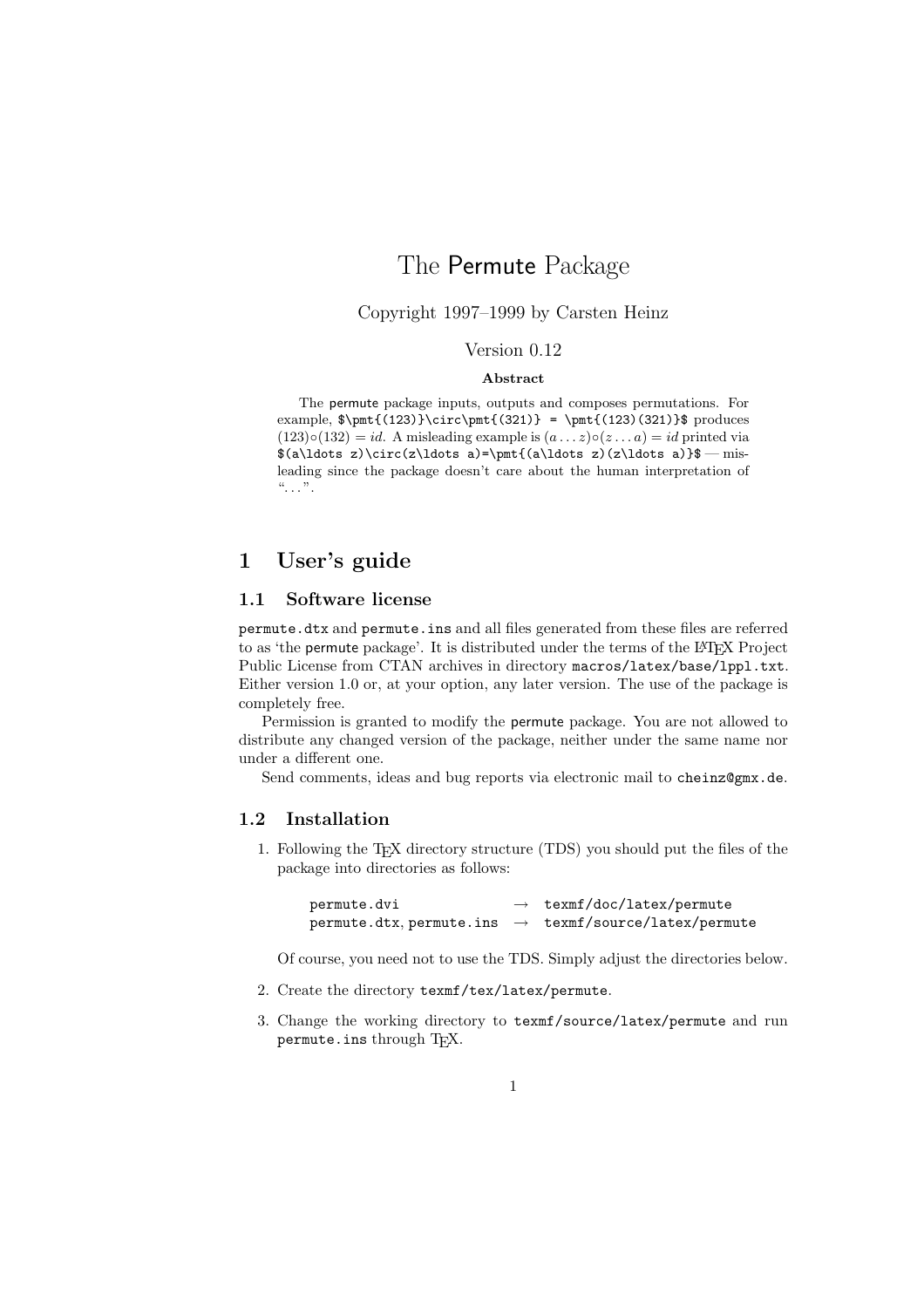# The Permute Package

Copyright 1997–1999 by Carsten Heinz

Version 0.12

**Abstract**

The permute package inputs, outputs and composes permutations. For example, `$\pmt{(123)}\circ\pmt{(321)} = \pmt{(123)(321)}$` produces $(123)\circ(132) = id$. A misleading example is $(a\ldots z)\circ(z\ldots a) = id$ printed via `$(a\ldots z)\circ(z\ldots a)=\pmt{(a\ldots z)(z\ldots a)}$` — misleading since the package doesn't care about the human interpretation of "…".

## 1 User's guide

### 1.1 Software license

`permute.dtx` and `permute.ins` and all files generated from these files are referred to as 'the permute package'. It is distributed under the terms of the LaTeX Project Public License from CTAN archives in directory `macros/latex/base/lppl.txt`. Either version 1.0 or, at your option, any later version. The use of the package is completely free.

Permission is granted to modify the permute package. You are not allowed to distribute any changed version of the package, neither under the same name nor under a different one.

Send comments, ideas and bug reports via electronic mail to `cheinz@gmx.de`.

### 1.2 Installation

1. Following the TeX directory structure (TDS) you should put the files of the package into directories as follows:

   | | | |
   |---|---|---|
   | `permute.dvi` | → | `texmf/doc/latex/permute` |
   | `permute.dtx`, `permute.ins` | → | `texmf/source/latex/permute` |

   Of course, you need not to use the TDS. Simply adjust the directories below.

2. Create the directory `texmf/tex/latex/permute`.

3. Change the working directory to `texmf/source/latex/permute` and run `permute.ins` through TeX.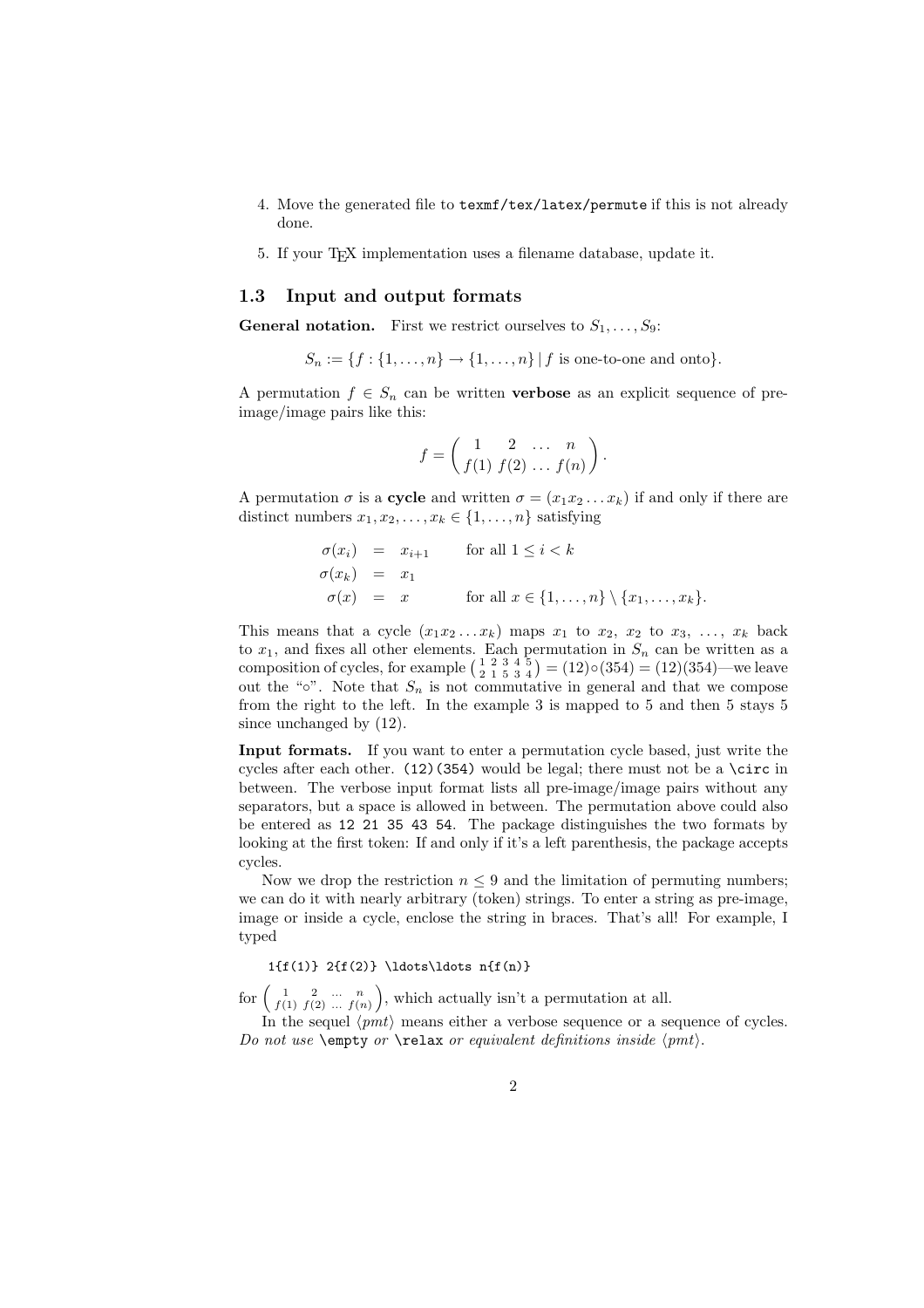4. Move the generated file to `texmf/tex/latex/permute` if this is not already done.

5. If your TEX implementation uses a filename database, update it.

### 1.3 Input and output formats

**General notation.** First we restrict ourselves to $S_1, \ldots, S_9$:

$$S_n := \{f : \{1, \ldots, n\} \to \{1, \ldots, n\} \mid f \text{ is one-to-one and onto}\}.$$

A permutation $f \in S_n$ can be written **verbose** as an explicit sequence of pre-image/image pairs like this:

$$f = \begin{pmatrix} 1 & 2 & \ldots & n \\ f(1) & f(2) & \ldots & f(n) \end{pmatrix}.$$

A permutation $\sigma$ is a **cycle** and written $\sigma = (x_1 x_2 \ldots x_k)$ if and only if there are distinct numbers $x_1, x_2, \ldots, x_k \in \{1, \ldots, n\}$ satisfying

$$\begin{aligned} \sigma(x_i) &= x_{i+1} && \text{for all } 1 \leq i < k \\ \sigma(x_k) &= x_1 && \\ \sigma(x) &= x && \text{for all } x \in \{1, \ldots, n\} \setminus \{x_1, \ldots, x_k\}. \end{aligned}$$

This means that a cycle $(x_1 x_2 \ldots x_k)$ maps $x_1$ to $x_2$, $x_2$ to $x_3$, $\ldots$, $x_k$ back to $x_1$, and fixes all other elements. Each permutation in $S_n$ can be written as a composition of cycles, for example $\left(\begin{smallmatrix} 1 & 2 & 3 & 4 & 5 \\ 2 & 1 & 5 & 3 & 4 \end{smallmatrix}\right) = (12) \circ (354) = (12)(354)$—we leave out the "$\circ$". Note that $S_n$ is not commutative in general and that we compose from the right to the left. In the example 3 is mapped to 5 and then 5 stays 5 since unchanged by (12).

**Input formats.** If you want to enter a permutation cycle based, just write the cycles after each other. `(12)(354)` would be legal; there must not be a `\circ` in between. The verbose input format lists all pre-image/image pairs without any separators, but a space is allowed in between. The permutation above could also be entered as `12 21 35 43 54`. The package distinguishes the two formats by looking at the first token: If and only if it's a left parenthesis, the package accepts cycles.

Now we drop the restriction $n \leq 9$ and the limitation of permuting numbers; we can do it with nearly arbitrary (token) strings. To enter a string as pre-image, image or inside a cycle, enclose the string in braces. That's all! For example, I typed

```
1{f(1)} 2{f(2)} \ldots\ldots n{f(n)}
```

for $\left(\begin{smallmatrix} 1 & 2 & \ldots & n \\ f(1) & f(2) & \ldots & f(n) \end{smallmatrix}\right)$, which actually isn't a permutation at all.

In the sequel $\langle pmt \rangle$ means either a verbose sequence or a sequence of cycles. *Do not use* `\empty` *or* `\relax` *or equivalent definitions inside* $\langle pmt \rangle$.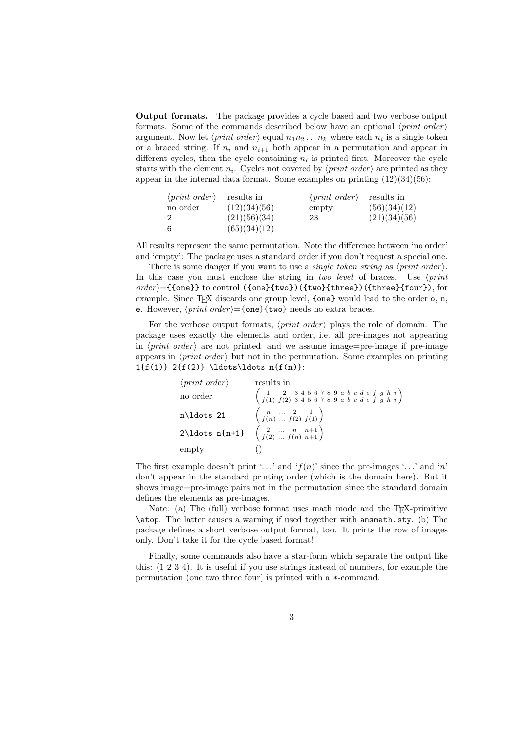**Output formats.** The package provides a cycle based and two verbose output formats. Some of the commands described below have an optional ⟨*print order*⟩ argument. Now let ⟨*print order*⟩ equal $n_1 n_2 \ldots n_k$ where each $n_i$ is a single token or a braced string. If $n_i$ and $n_{i+1}$ both appear in a permutation and appear in different cycles, then the cycle containing $n_i$ is printed first. Moreover the cycle starts with the element $n_i$. Cycles not covered by ⟨*print order*⟩ are printed as they appear in the internal data format. Some examples on printing (12)(34)(56):

| ⟨*print order*⟩ | results in | ⟨*print order*⟩ | results in |
|---|---|---|---|
| no order | (12)(34)(56) | empty | (56)(34)(12) |
| `2` | (21)(56)(34) | `23` | (21)(34)(56) |
| `6` | (65)(34)(12) | | |

All results represent the same permutation. Note the difference between 'no order' and 'empty': The package uses a standard order if you don't request a special one.

There is some danger if you want to use a *single token string* as ⟨*print order*⟩. In this case you must enclose the string in *two level* of braces. Use ⟨*print order*⟩=`{{one}}` to control `({one}{two})({two}{three})({three}{four})`, for example. Since TeX discards one group level, `{one}` would lead to the order `o`, `n`, `e`. However, ⟨*print order*⟩=`{one}{two}` needs no extra braces.

For the verbose output formats, ⟨*print order*⟩ plays the role of domain. The package uses exactly the elements and order, i.e. all pre-images not appearing in ⟨*print order*⟩ are not printed, and we assume image=pre-image if pre-image appears in ⟨*print order*⟩ but not in the permutation. Some examples on printing `1{f(1)} 2{f(2)} \ldots\ldots n{f(n)}`:

| ⟨*print order*⟩ | results in |
|---|---|
| no order | $\left({1 \atop f(1)}\ {2 \atop f(2)}\ {3 \atop 3}\ {4 \atop 4}\ {5 \atop 5}\ {6 \atop 6}\ {7 \atop 7}\ {8 \atop 8}\ {9 \atop 9}\ {a \atop a}\ {b \atop b}\ {c \atop c}\ {d \atop d}\ {e \atop e}\ {f \atop f}\ {g \atop g}\ {h \atop h}\ {i \atop i}\right)$ |
| `n\ldots 21` | $\left({n \atop f(n)}\ {\ldots \atop \ldots}\ {2 \atop f(2)}\ {1 \atop f(1)}\right)$ |
| `2\ldots n{n+1}` | $\left({2 \atop f(2)}\ {\ldots \atop \ldots}\ {n \atop f(n)}\ {n+1 \atop n+1}\right)$ |
| empty | () |

The first example doesn't print '...' and '$f(n)$' since the pre-images '...' and '$n$' don't appear in the standard printing order (which is the domain here). But it shows image=pre-image pairs not in the permutation since the standard domain defines the elements as pre-images.

Note: (a) The (full) verbose format uses math mode and the TeX-primitive `\atop`. The latter causes a warning if used together with `amsmath.sty`. (b) The package defines a short verbose output format, too. It prints the row of images only. Don't take it for the cycle based format!

Finally, some commands also have a star-form which separate the output like this: (1 2 3 4). It is useful if you use strings instead of numbers, for example the permutation (one two three four) is printed with a `*`-command.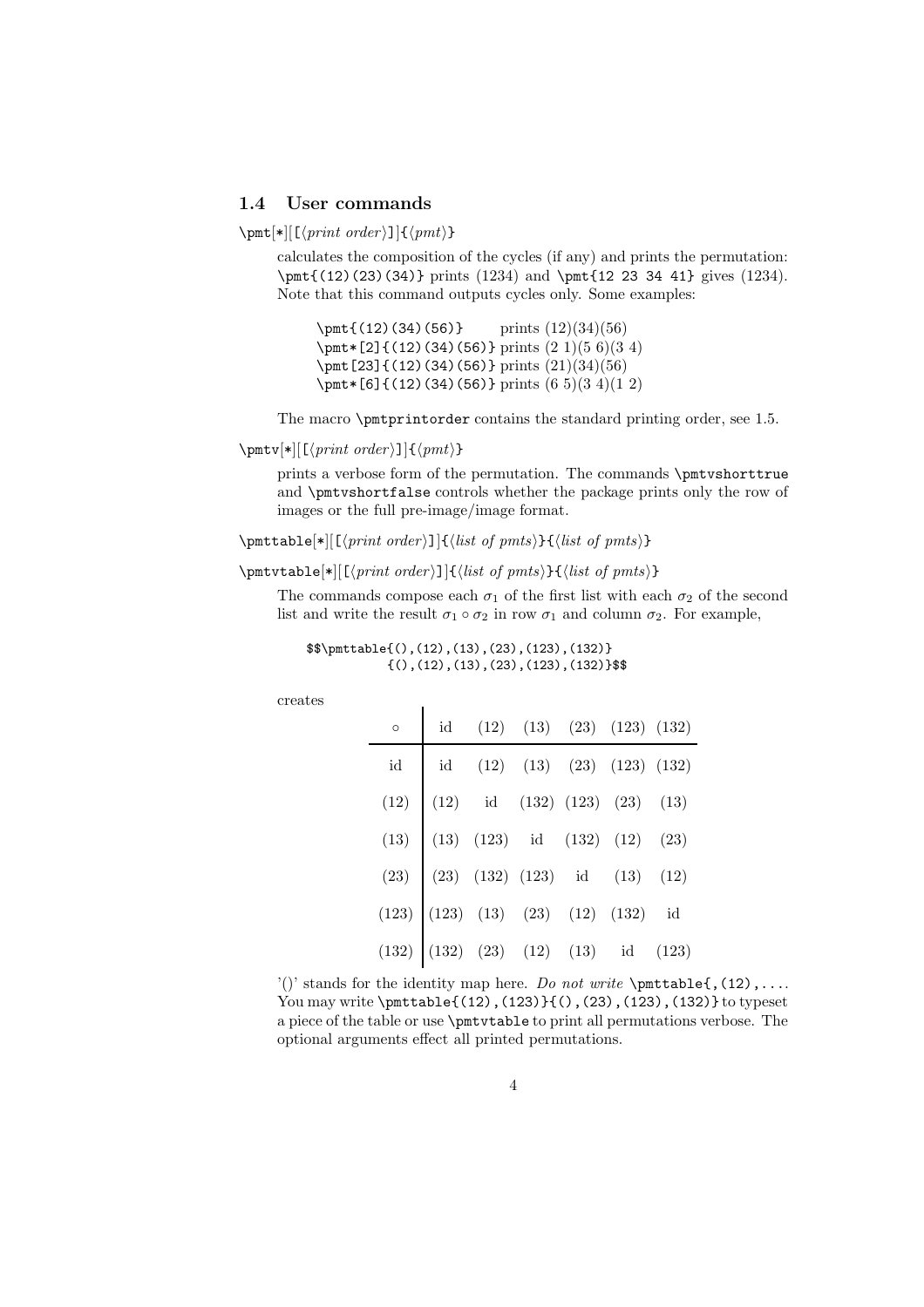### 1.4 User commands

`\pmt[*][[⟨print order⟩]]{⟨pmt⟩}`

calculates the composition of the cycles (if any) and prints the permutation: `\pmt{(12)(23)(34)}` prints (1234) and `\pmt{12 23 34 41}` gives (1234). Note that this command outputs cycles only. Some examples:

| | |
|---|---|
| `\pmt{(12)(34)(56)}` | prints (12)(34)(56) |
| `\pmt*[2]{(12)(34)(56)}` | prints (2 1)(5 6)(3 4) |
| `\pmt[23]{(12)(34)(56)}` | prints (21)(34)(56) |
| `\pmt*[6]{(12)(34)(56)}` | prints (6 5)(3 4)(1 2) |

The macro `\pmtprintorder` contains the standard printing order, see 1.5.

`\pmtv[*][[⟨print order⟩]]{⟨pmt⟩}`

prints a verbose form of the permutation. The commands `\pmtvshorttrue` and `\pmtvshortfalse` controls whether the package prints only the row of images or the full pre-image/image format.

`\pmttable[*][[⟨print order⟩]]{⟨list of pmts⟩}{⟨list of pmts⟩}`

`\pmtvtable[*][[⟨print order⟩]]{⟨list of pmts⟩}{⟨list of pmts⟩}`

The commands compose each $\sigma_1$ of the first list with each $\sigma_2$ of the second list and write the result $\sigma_1 \circ \sigma_2$ in row $\sigma_1$ and column $\sigma_2$. For example,

```
$$\pmttable{(),(12),(13),(23),(123),(132)}
           {(),(12),(13),(23),(123),(132)}$$
```

creates

| $\circ$ | id | (12) | (13) | (23) | (123) | (132) |
|---|---|---|---|---|---|---|
| id | id | (12) | (13) | (23) | (123) | (132) |
| (12) | (12) | id | (132) | (123) | (23) | (13) |
| (13) | (13) | (123) | id | (132) | (12) | (23) |
| (23) | (23) | (132) | (123) | id | (13) | (12) |
| (123) | (123) | (13) | (23) | (12) | (132) | id |
| (132) | (132) | (23) | (12) | (13) | id | (123) |

'()' stands for the identity map here. *Do not write* `\pmttable{,(12),...`. You may write `\pmttable{(12),(123)}{(),(23),(123),(132)}` to typeset a piece of the table or use `\pmtvtable` to print all permutations verbose. The optional arguments effect all printed permutations.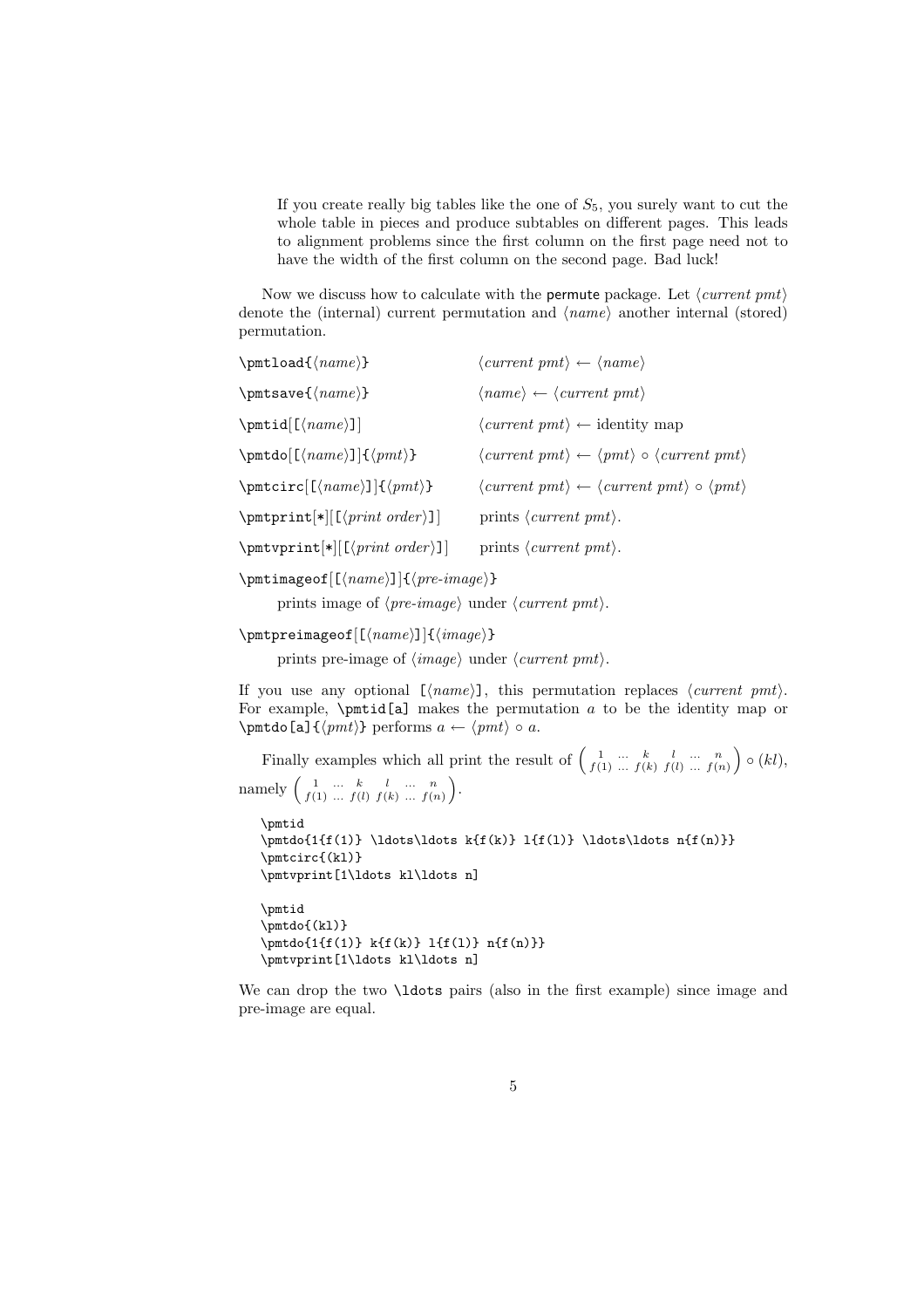If you create really big tables like the one of $S_5$, you surely want to cut the whole table in pieces and produce subtables on different pages. This leads to alignment problems since the first column on the first page need not to have the width of the first column on the second page. Bad luck!

Now we discuss how to calculate with the permute package. Let ⟨*current pmt*⟩ denote the (internal) current permutation and ⟨*name*⟩ another internal (stored) permutation.

| | |
|---|---|
| `\pmtload{`⟨*name*⟩`}` | ⟨*current pmt*⟩ ← ⟨*name*⟩ |
| `\pmtsave{`⟨*name*⟩`}` | ⟨*name*⟩ ← ⟨*current pmt*⟩ |
| `\pmtid`[`[`⟨*name*⟩`]`] | ⟨*current pmt*⟩ ← identity map |
| `\pmtdo`[`[`⟨*name*⟩`]`]`{`⟨*pmt*⟩`}` | ⟨*current pmt*⟩ ← ⟨*pmt*⟩ ∘ ⟨*current pmt*⟩ |
| `\pmtcirc`[`[`⟨*name*⟩`]`]`{`⟨*pmt*⟩`}` | ⟨*current pmt*⟩ ← ⟨*current pmt*⟩ ∘ ⟨*pmt*⟩ |
| `\pmtprint`[`*`][`[`⟨*print order*⟩`]`] | prints ⟨*current pmt*⟩. |
| `\pmtvprint`[`*`][`[`⟨*print order*⟩`]`] | prints ⟨*current pmt*⟩. |

`\pmtimageof`[`[`⟨*name*⟩`]`]`{`⟨*pre-image*⟩`}`

prints image of ⟨*pre-image*⟩ under ⟨*current pmt*⟩.

`\pmtpreimageof`[`[`⟨*name*⟩`]`]`{`⟨*image*⟩`}`

prints pre-image of ⟨*image*⟩ under ⟨*current pmt*⟩.

If you use any optional `[`⟨*name*⟩`]`, this permutation replaces ⟨*current pmt*⟩. For example, `\pmtid[a]` makes the permutation $a$ to be the identity map or `\pmtdo[a]{`⟨*pmt*⟩`}` performs $a \leftarrow \langle pmt \rangle \circ a$.

Finally examples which all print the result of $\left(\begin{smallmatrix} 1 & \ldots & k & l & \ldots & n \\ f(1) & \ldots & f(k) & f(l) & \ldots & f(n) \end{smallmatrix}\right) \circ (kl)$, namely $\left(\begin{smallmatrix} 1 & \ldots & k & l & \ldots & n \\ f(1) & \ldots & f(l) & f(k) & \ldots & f(n) \end{smallmatrix}\right)$.

```
\pmtid
\pmtdo{1{f(1)} \ldots\ldots k{f(k)} l{f(l)} \ldots\ldots n{f(n)}}
\pmtcirc{(kl)}
\pmtvprint[1\ldots kl\ldots n]

\pmtid
\pmtdo{(kl)}
\pmtdo{1{f(1)} k{f(k)} l{f(l)} n{f(n)}}
\pmtvprint[1\ldots kl\ldots n]
```

We can drop the two `\ldots` pairs (also in the first example) since image and pre-image are equal.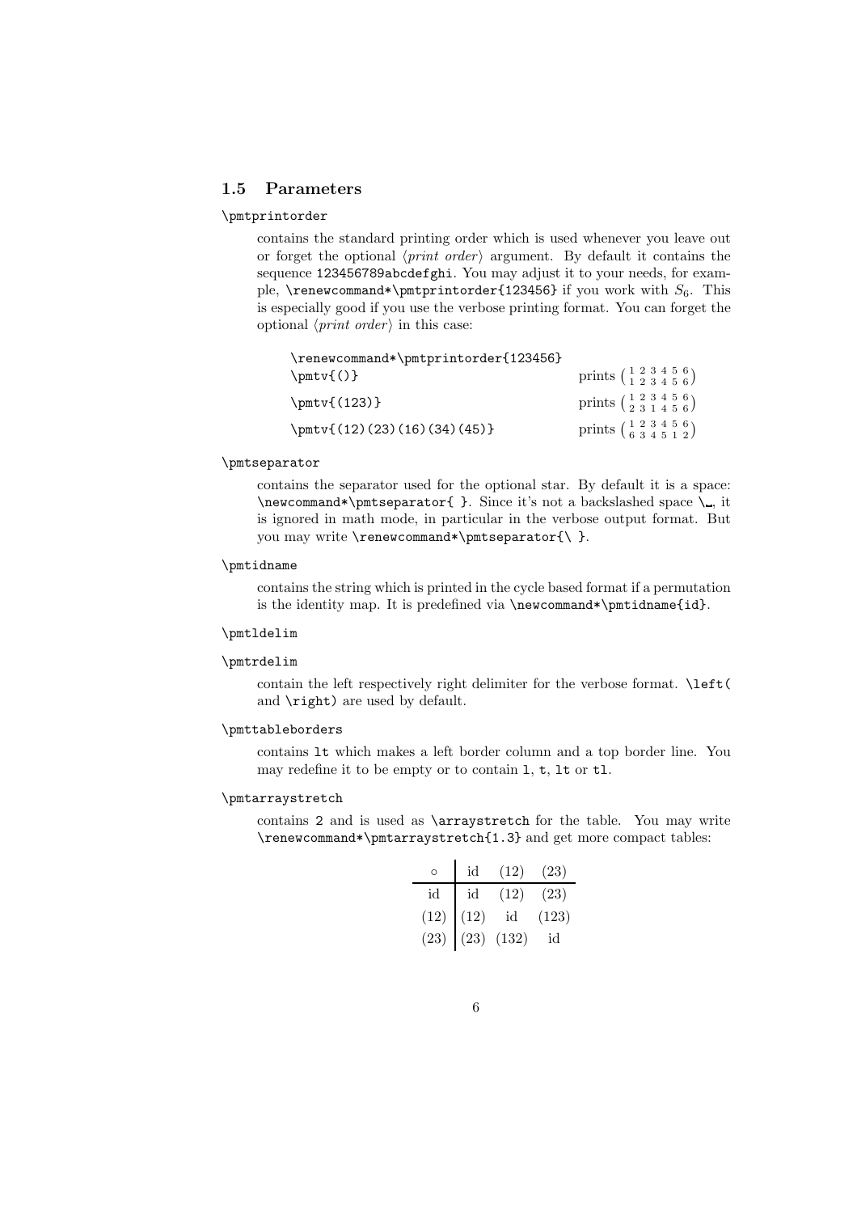### 1.5 Parameters

`\pmtprintorder`

contains the standard printing order which is used whenever you leave out or forget the optional ⟨*print order*⟩ argument. By default it contains the sequence `123456789abcdefghi`. You may adjust it to your needs, for example, `\renewcommand*\pmtprintorder{123456}` if you work with $S_6$. This is especially good if you use the verbose printing format. You can forget the optional ⟨*print order*⟩ in this case:

```
\renewcommand*\pmtprintorder{123456}
\pmtv{()}
\pmtv{(123)}
\pmtv{(12)(23)(16)(34)(45)}
```

- `\pmtv{()}` prints $\left(\begin{smallmatrix}1&2&3&4&5&6\\1&2&3&4&5&6\end{smallmatrix}\right)$
- `\pmtv{(123)}` prints $\left(\begin{smallmatrix}1&2&3&4&5&6\\2&3&1&4&5&6\end{smallmatrix}\right)$
- `\pmtv{(12)(23)(16)(34)(45)}` prints $\left(\begin{smallmatrix}1&2&3&4&5&6\\6&3&4&5&1&2\end{smallmatrix}\right)$

`\pmtseparator`

contains the separator used for the optional star. By default it is a space: `\newcommand*\pmtseparator{ }`. Since it's not a backslashed space `\␣`, it is ignored in math mode, in particular in the verbose output format. But you may write `\renewcommand*\pmtseparator{\ }`.

`\pmtidname`

contains the string which is printed in the cycle based format if a permutation is the identity map. It is predefined via `\newcommand*\pmtidname{id}`.

`\pmtldelim`

`\pmtrdelim`

contain the left respectively right delimiter for the verbose format. `\left(` and `\right)` are used by default.

`\pmttableborders`

contains `lt` which makes a left border column and a top border line. You may redefine it to be empty or to contain `l`, `t`, `lt` or `tl`.

`\pmtarraystretch`

contains `2` and is used as `\arraystretch` for the table. You may write `\renewcommand*\pmtarraystretch{1.3}` and get more compact tables:

| $\circ$ | id | (12) | (23) |
|---|---|---|---|
| id | id | (12) | (23) |
| (12) | (12) | id | (123) |
| (23) | (23) | (132) | id |